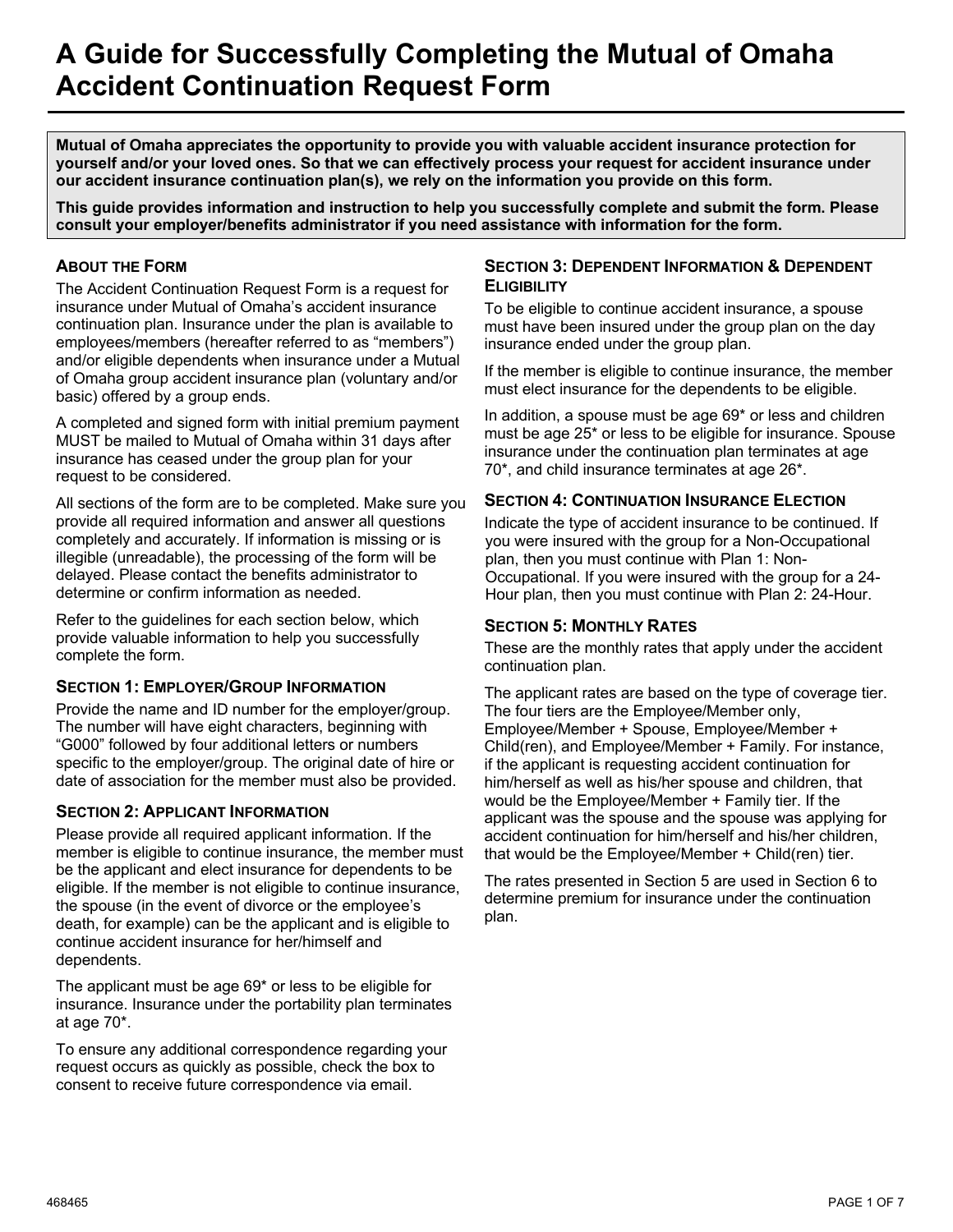# A Guide for Successfully Completing the Mutual of Omaha Accident Continuation Request Form

**Mutual of Omaha appreciates the opportunity to provide you with valuable accident insurance protection for yourself and/or your loved ones. So that we can effectively process your request for accident insurance under our accident insurance continuation plan(s), we rely on the information you provide on this form.**

**This guide provides information and instruction to help you successfully complete and submit the form. Please consult your employer/benefits administrator if you need assistance with information for the form.**

## About the Form

The Accident Continuation Request Form is a request for insurance under Mutual of Omaha's accident insurance continuation plan. Insurance under the plan is available to employees/members (hereafter referred to as "members") and/or eligible dependents when insurance under a Mutual of Omaha group accident insurance plan (voluntary and/or basic) offered by a group ends.

A completed and signed form with initial premium payment MUST be mailed to Mutual of Omaha within 31 days after insurance has ceased under the group plan for your request to be considered.

All sections of the form are to be completed. Make sure you provide all required information and answer all questions completely and accurately. If information is missing or is illegible (unreadable), the processing of the form will be delayed. Please contact the benefits administrator to determine or confirm information as needed.

Refer to the guidelines for each section below, which provide valuable information to help you successfully complete the form.

## Section 1: Employer/Group Information

Provide the name and ID number for the employer/group. The number will have eight characters, beginning with "G000" followed by four additional letters or numbers specific to the employer/group. The original date of hire or date of association for the member must also be provided.

## Section 2: Applicant Information

Please provide all required applicant information. If the member is eligible to continue insurance, the member must be the applicant and elect insurance for dependents to be eligible. If the member is not eligible to continue insurance, the spouse (in the event of divorce or the employee's death, for example) can be the applicant and is eligible to continue accident insurance for her/himself and dependents.

The applicant must be age 69* or less to be eligible for insurance. Insurance under the portability plan terminates at age 70*.

To ensure any additional correspondence regarding your request occurs as quickly as possible, check the box to consent to receive future correspondence via email.

## Section 3: Dependent Information & Dependent Eligibility

To be eligible to continue accident insurance, a spouse must have been insured under the group plan on the day insurance ended under the group plan.

If the member is eligible to continue insurance, the member must elect insurance for the dependents to be eligible.

In addition, a spouse must be age 69* or less and children must be age 25* or less to be eligible for insurance. Spouse insurance under the continuation plan terminates at age 70*, and child insurance terminates at age 26*.

## Section 4: Continuation Insurance Election

Indicate the type of accident insurance to be continued. If you were insured with the group for a Non-Occupational plan, then you must continue with Plan 1: Non-Occupational. If you were insured with the group for a 24-Hour plan, then you must continue with Plan 2: 24-Hour.

## Section 5: Monthly Rates

These are the monthly rates that apply under the accident continuation plan.

The applicant rates are based on the type of coverage tier. The four tiers are the Employee/Member only, Employee/Member + Spouse, Employee/Member + Child(ren), and Employee/Member + Family. For instance, if the applicant is requesting accident continuation for him/herself as well as his/her spouse and children, that would be the Employee/Member + Family tier. If the applicant was the spouse and the spouse was applying for accident continuation for him/herself and his/her children, that would be the Employee/Member + Child(ren) tier.

The rates presented in Section 5 are used in Section 6 to determine premium for insurance under the continuation plan.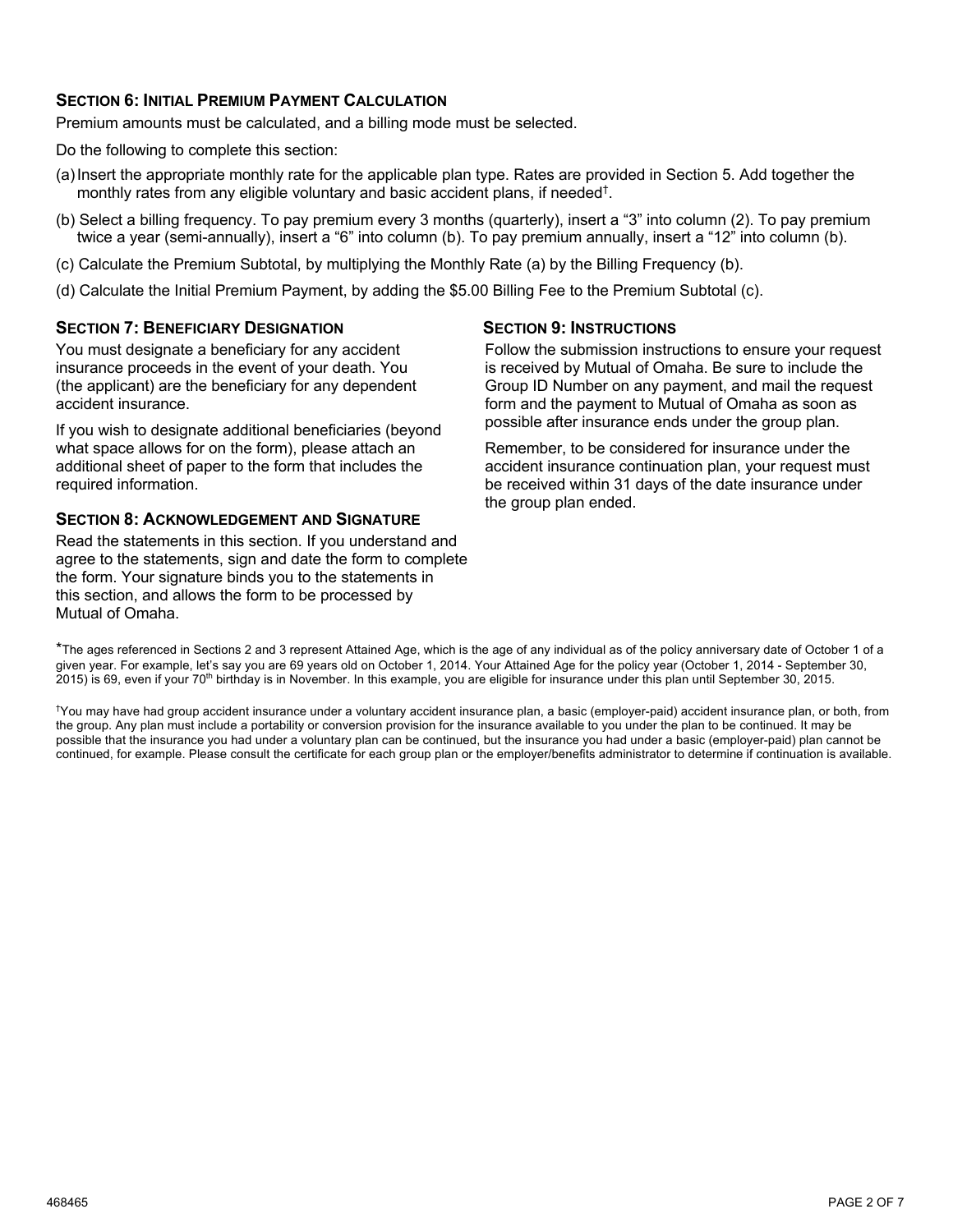### Section 6: Initial Premium Payment Calculation

Premium amounts must be calculated, and a billing mode must be selected.

Do the following to complete this section:

(a) Insert the appropriate monthly rate for the applicable plan type. Rates are provided in Section 5. Add together the monthly rates from any eligible voluntary and basic accident plans, if needed†.

(b) Select a billing frequency. To pay premium every 3 months (quarterly), insert a "3" into column (2). To pay premium twice a year (semi-annually), insert a "6" into column (b). To pay premium annually, insert a "12" into column (b).

(c) Calculate the Premium Subtotal, by multiplying the Monthly Rate (a) by the Billing Frequency (b).

(d) Calculate the Initial Premium Payment, by adding the $5.00 Billing Fee to the Premium Subtotal (c).

### Section 7: Beneficiary Designation

You must designate a beneficiary for any accident insurance proceeds in the event of your death. You (the applicant) are the beneficiary for any dependent accident insurance.

If you wish to designate additional beneficiaries (beyond what space allows for on the form), please attach an additional sheet of paper to the form that includes the required information.

### Section 8: Acknowledgement and Signature

Read the statements in this section. If you understand and agree to the statements, sign and date the form to complete the form. Your signature binds you to the statements in this section, and allows the form to be processed by Mutual of Omaha.

### Section 9: Instructions

Follow the submission instructions to ensure your request is received by Mutual of Omaha. Be sure to include the Group ID Number on any payment, and mail the request form and the payment to Mutual of Omaha as soon as possible after insurance ends under the group plan.

Remember, to be considered for insurance under the accident insurance continuation plan, your request must be received within 31 days of the date insurance under the group plan ended.

*The ages referenced in Sections 2 and 3 represent Attained Age, which is the age of any individual as of the policy anniversary date of October 1 of a given year. For example, let's say you are 69 years old on October 1, 2014. Your Attained Age for the policy year (October 1, 2014 - September 30, 2015) is 69, even if your 70th birthday is in November. In this example, you are eligible for insurance under this plan until September 30, 2015.

†You may have had group accident insurance under a voluntary accident insurance plan, a basic (employer-paid) accident insurance plan, or both, from the group. Any plan must include a portability or conversion provision for the insurance available to you under the plan to be continued. It may be possible that the insurance you had under a voluntary plan can be continued, but the insurance you had under a basic (employer-paid) plan cannot be continued, for example. Please consult the certificate for each group plan or the employer/benefits administrator to determine if continuation is available.

468465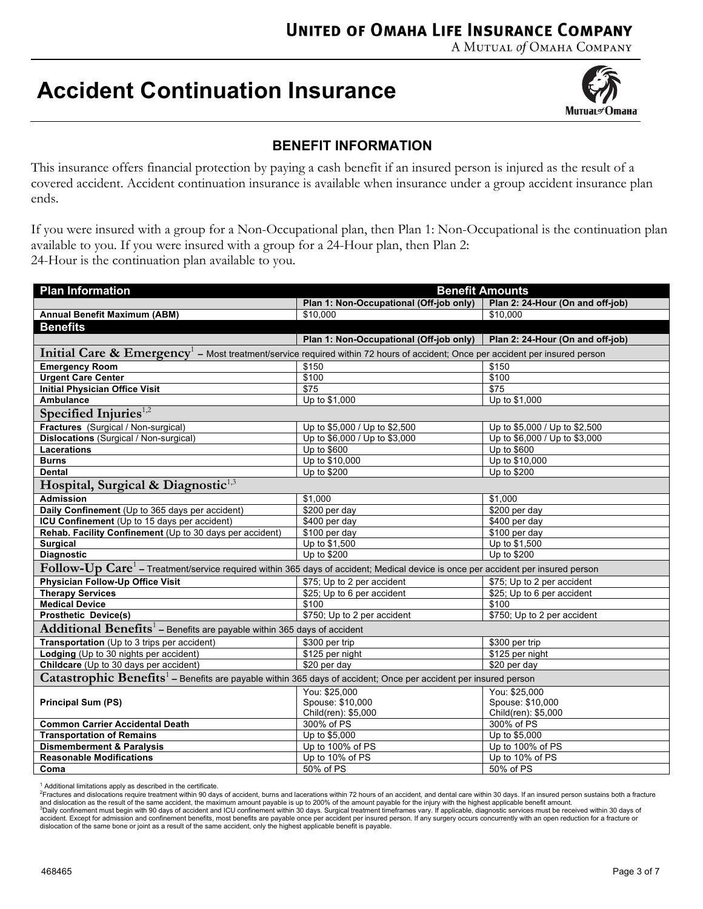# United of Omaha Life Insurance Company

A Mutual *of* Omaha Company

# Accident Continuation Insurance

## BENEFIT INFORMATION

This insurance offers financial protection by paying a cash benefit if an insured person is injured as the result of a covered accident. Accident continuation insurance is available when insurance under a group accident insurance plan ends.

If you were insured with a group for a Non-Occupational plan, then Plan 1: Non-Occupational is the continuation plan available to you. If you were insured with a group for a 24-Hour plan, then Plan 2: 24-Hour is the continuation plan available to you.

| **Plan Information** | **Benefit Amounts** | |
|---|---|---|
| | **Plan 1: Non-Occupational (Off-job only)** | **Plan 2: 24-Hour (On and off-job)** |
| **Annual Benefit Maximum (ABM)** | $10,000 | $10,000 |
| **Benefits** | | |
| | **Plan 1: Non-Occupational (Off-job only)** | **Plan 2: 24-Hour (On and off-job)** |
| **Initial Care & Emergency**[1] – Most treatment/service required within 72 hours of accident; Once per accident per insured person | | |
| **Emergency Room** | $150 | $150 |
| **Urgent Care Center** | $100 | $100 |
| **Initial Physician Office Visit** | $75 | $75 |
| **Ambulance** | Up to $1,000 | Up to $1,000 |
| **Specified Injuries**[1,2] | | |
| **Fractures** (Surgical / Non-surgical) | Up to $5,000 / Up to $2,500 | Up to $5,000 / Up to $2,500 |
| **Dislocations** (Surgical / Non-surgical) | Up to $6,000 / Up to $3,000 | Up to $6,000 / Up to $3,000 |
| **Lacerations** | Up to $600 | Up to $600 |
| **Burns** | Up to $10,000 | Up to $10,000 |
| **Dental** | Up to $200 | Up to $200 |
| **Hospital, Surgical & Diagnostic**[1,3] | | |
| **Admission** | $1,000 | $1,000 |
| **Daily Confinement** (Up to 365 days per accident) | $200 per day | $200 per day |
| **ICU Confinement** (Up to 15 days per accident) | $400 per day | $400 per day |
| **Rehab. Facility Confinement** (Up to 30 days per accident) | $100 per day | $100 per day |
| **Surgical** | Up to $1,500 | Up to $1,500 |
| **Diagnostic** | Up to $200 | Up to $200 |
| **Follow-Up Care**[1] – Treatment/service required within 365 days of accident; Medical device is once per accident per insured person | | |
| **Physician Follow-Up Office Visit** | $75; Up to 2 per accident | $75; Up to 2 per accident |
| **Therapy Services** | $25; Up to 6 per accident | $25; Up to 6 per accident |
| **Medical Device** | $100 | $100 |
| **Prosthetic Device(s)** | $750; Up to 2 per accident | $750; Up to 2 per accident |
| **Additional Benefits**[1] – Benefits are payable within 365 days of accident | | |
| **Transportation** (Up to 3 trips per accident) | $300 per trip | $300 per trip |
| **Lodging** (Up to 30 nights per accident) | $125 per night | $125 per night |
| **Childcare** (Up to 30 days per accident) | $20 per day | $20 per day |
| **Catastrophic Benefits**[1] – Benefits are payable within 365 days of accident; Once per accident per insured person | | |
| **Principal Sum (PS)** | You: $25,000<br>Spouse: $10,000<br>Child(ren): $5,000 | You: $25,000<br>Spouse: $10,000<br>Child(ren): $5,000 |
| **Common Carrier Accidental Death** | 300% of PS | 300% of PS |
| **Transportation of Remains** | Up to $5,000 | Up to $5,000 |
| **Dismemberment & Paralysis** | Up to 100% of PS | Up to 100% of PS |
| **Reasonable Modifications** | Up to 10% of PS | Up to 10% of PS |
| **Coma** | 50% of PS | 50% of PS |

[1] Additional limitations apply as described in the certificate.

[2] Fractures and dislocations require treatment within 90 days of accident, burns and lacerations within 72 hours of an accident, and dental care within 30 days. If an insured person sustains both a fracture and dislocation as the result of the same accident, the maximum amount payable is up to 200% of the amount payable for the injury with the highest applicable benefit amount.

[3] Daily confinement must begin with 90 days of accident and ICU confinement within 30 days. Surgical treatment timeframes vary. If applicable, diagnostic services must be received within 30 days of accident. Except for admission and confinement benefits, most benefits are payable once per accident per insured person. If any surgery occurs concurrently with an open reduction for a fracture or dislocation of the same bone or joint as a result of the same accident, only the highest applicable benefit is payable.

468465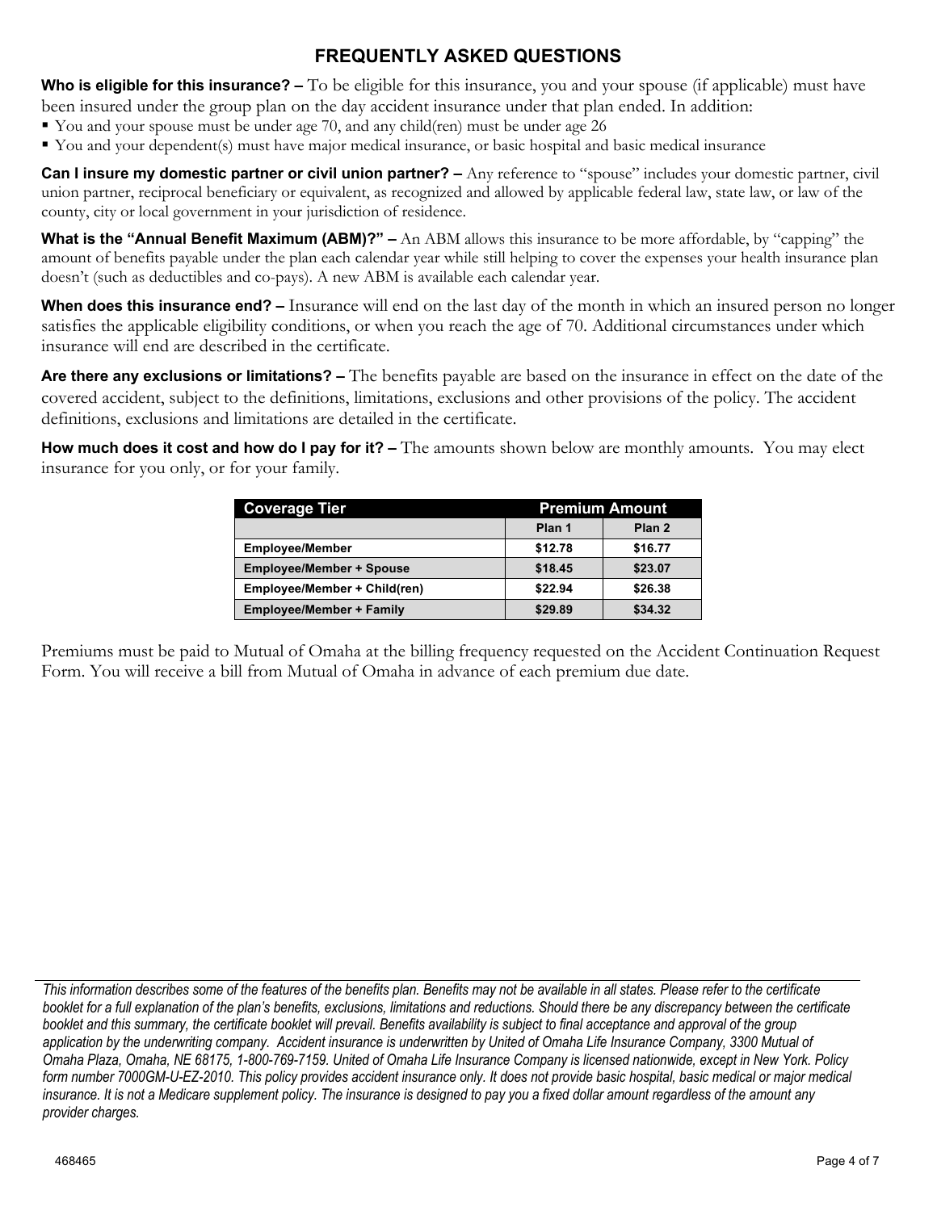# FREQUENTLY ASKED QUESTIONS

**Who is eligible for this insurance? –** To be eligible for this insurance, you and your spouse (if applicable) must have been insured under the group plan on the day accident insurance under that plan ended. In addition:

- You and your spouse must be under age 70, and any child(ren) must be under age 26
- You and your dependent(s) must have major medical insurance, or basic hospital and basic medical insurance

**Can I insure my domestic partner or civil union partner? –** Any reference to "spouse" includes your domestic partner, civil union partner, reciprocal beneficiary or equivalent, as recognized and allowed by applicable federal law, state law, or law of the county, city or local government in your jurisdiction of residence.

**What is the "Annual Benefit Maximum (ABM)?" –** An ABM allows this insurance to be more affordable, by "capping" the amount of benefits payable under the plan each calendar year while still helping to cover the expenses your health insurance plan doesn't (such as deductibles and co-pays). A new ABM is available each calendar year.

**When does this insurance end? –** Insurance will end on the last day of the month in which an insured person no longer satisfies the applicable eligibility conditions, or when you reach the age of 70. Additional circumstances under which insurance will end are described in the certificate.

**Are there any exclusions or limitations? –** The benefits payable are based on the insurance in effect on the date of the covered accident, subject to the definitions, limitations, exclusions and other provisions of the policy. The accident definitions, exclusions and limitations are detailed in the certificate.

**How much does it cost and how do I pay for it? –** The amounts shown below are monthly amounts. You may elect insurance for you only, or for your family.

| Coverage Tier | Premium Amount | |
|---|---|---|
| | Plan 1 | Plan 2 |
| Employee/Member | $12.78 | $16.77 |
| Employee/Member + Spouse | $18.45 | $23.07 |
| Employee/Member + Child(ren) | $22.94 | $26.38 |
| Employee/Member + Family | $29.89 | $34.32 |

Premiums must be paid to Mutual of Omaha at the billing frequency requested on the Accident Continuation Request Form. You will receive a bill from Mutual of Omaha in advance of each premium due date.

*This information describes some of the features of the benefits plan. Benefits may not be available in all states. Please refer to the certificate booklet for a full explanation of the plan's benefits, exclusions, limitations and reductions. Should there be any discrepancy between the certificate booklet and this summary, the certificate booklet will prevail. Benefits availability is subject to final acceptance and approval of the group application by the underwriting company. Accident insurance is underwritten by United of Omaha Life Insurance Company, 3300 Mutual of Omaha Plaza, Omaha, NE 68175, 1-800-769-7159. United of Omaha Life Insurance Company is licensed nationwide, except in New York. Policy form number 7000GM-U-EZ-2010. This policy provides accident insurance only. It does not provide basic hospital, basic medical or major medical insurance. It is not a Medicare supplement policy. The insurance is designed to pay you a fixed dollar amount regardless of the amount any provider charges.*

468465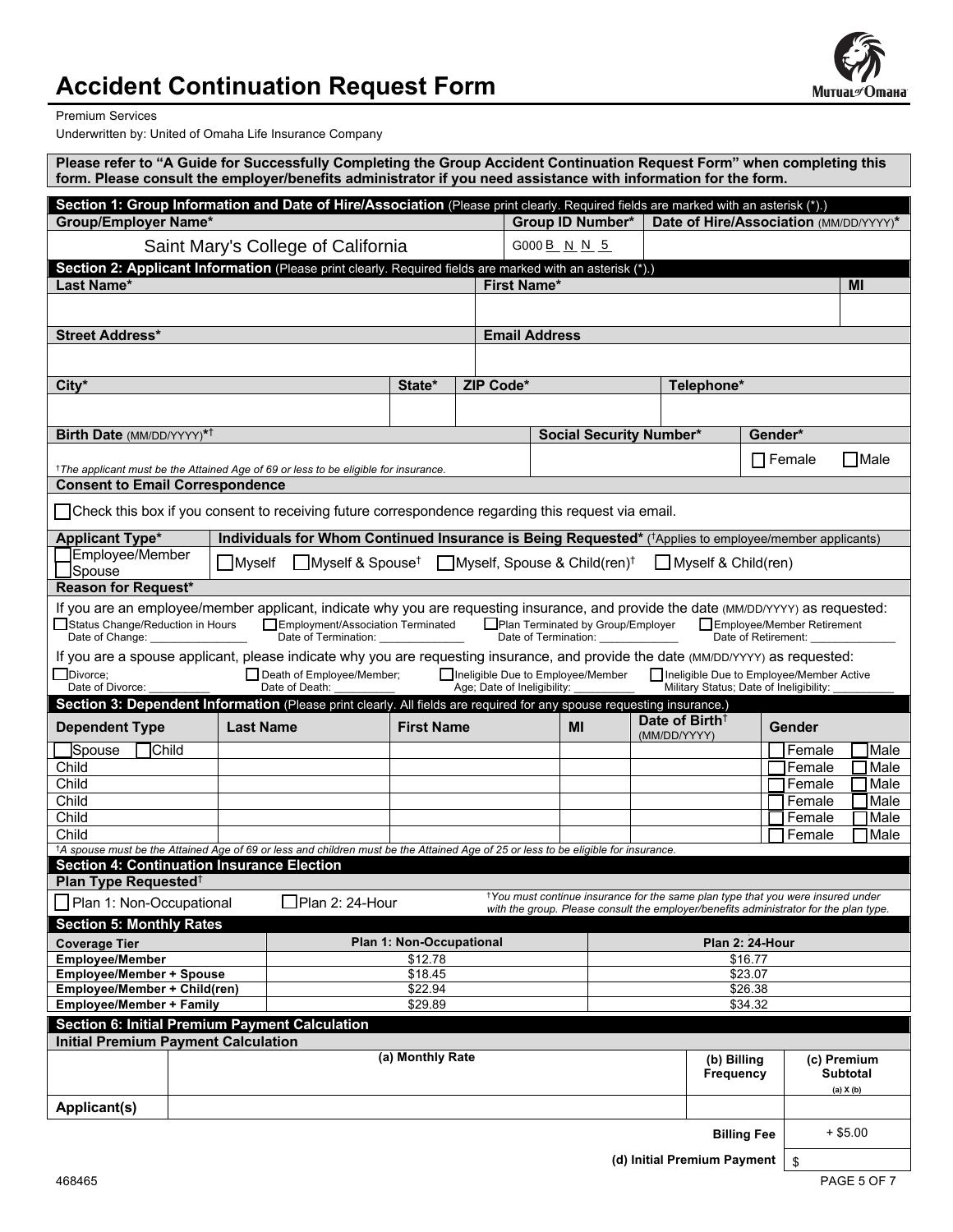# Accident Continuation Request Form

Premium Services

Underwritten by: United of Omaha Life Insurance Company

**Please refer to "A Guide for Successfully Completing the Group Accident Continuation Request Form" when completing this form. Please consult the employer/benefits administrator if you need assistance with information for the form.**

## Section 1: Group Information and Date of Hire/Association (Please print clearly. Required fields are marked with an asterisk (*).)

| Group/Employer Name* | Group ID Number* | Date of Hire/Association (MM/DD/YYYY)* |
|---|---|---|
| Saint Mary's College of California | G000 B N N 5 | |

## Section 2: Applicant Information (Please print clearly. Required fields are marked with an asterisk (*).)

| Last Name* | First Name* | MI |
|---|---|---|
| | | |

| Street Address* | Email Address |
|---|---|
| | |

| City* | State* | ZIP Code* | Telephone* |
|---|---|---|---|
| | | | |

| Birth Date (MM/DD/YYYY)*† | Social Security Number* | Gender* |
|---|---|---|
| †The applicant must be the Attained Age of 69 or less to be eligible for insurance. | | ☐ Female ☐ Male |

**Consent to Email Correspondence**

☐ Check this box if you consent to receiving future correspondence regarding this request via email.

| Applicant Type* | Individuals for Whom Continued Insurance is Being Requested* (†Applies to employee/member applicants) |
|---|---|
| ☐ Employee/Member ☐ Spouse | ☐ Myself ☐ Myself & Spouse† ☐ Myself, Spouse & Child(ren)† ☐ Myself & Child(ren) |

**Reason for Request***

If you are an employee/member applicant, indicate why you are requesting insurance, and provide the date (MM/DD/YYYY) as requested:

☐ Status Change/Reduction in Hours Date of Change: _______________
☐ Employment/Association Terminated Date of Termination: _____________
☐ Plan Terminated by Group/Employer Date of Termination: _____________
☐ Employee/Member Retirement Date of Retirement: ______________

If you are a spouse applicant, please indicate why you are requesting insurance, and provide the date (MM/DD/YYYY) as requested:

☐ Divorce; Date of Divorce: __________
☐ Death of Employee/Member; Date of Death: __________
☐ Ineligible Due to Employee/Member Age; Date of Ineligibility: __________
☐ Ineligible Due to Employee/Member Active Military Status; Date of Ineligibility: __________

## Section 3: Dependent Information (Please print clearly. All fields are required for any spouse requesting insurance.)

| Dependent Type | Last Name | First Name | MI | Date of Birth† (MM/DD/YYYY) | Gender |
|---|---|---|---|---|---|
| ☐ Spouse ☐ Child | | | | | ☐ Female ☐ Male |
| Child | | | | | ☐ Female ☐ Male |
| Child | | | | | ☐ Female ☐ Male |
| Child | | | | | ☐ Female ☐ Male |
| Child | | | | | ☐ Female ☐ Male |
| Child | | | | | ☐ Female ☐ Male |

†A spouse must be the Attained Age of 69 or less and children must be the Attained Age of 25 or less to be eligible for insurance.

## Section 4: Continuation Insurance Election

**Plan Type Requested†**

☐ Plan 1: Non-Occupational ☐ Plan 2: 24-Hour

*†You must continue insurance for the same plan type that you were insured under with the group. Please consult the employer/benefits administrator for the plan type.*

## Section 5: Monthly Rates

| Coverage Tier | Plan 1: Non-Occupational | Plan 2: 24-Hour |
|---|---|---|
| Employee/Member | $12.78 | $16.77 |
| Employee/Member + Spouse | $18.45 | $23.07 |
| Employee/Member + Child(ren) | $22.94 | $26.38 |
| Employee/Member + Family | $29.89 | $34.32 |

## Section 6: Initial Premium Payment Calculation

**Initial Premium Payment Calculation**

| | (a) Monthly Rate | (b) Billing Frequency | (c) Premium Subtotal (a) X (b) |
|---|---|---|---|
| Applicant(s) | | | |
| | | Billing Fee | + $5.00 |
| | | (d) Initial Premium Payment | $ |

468465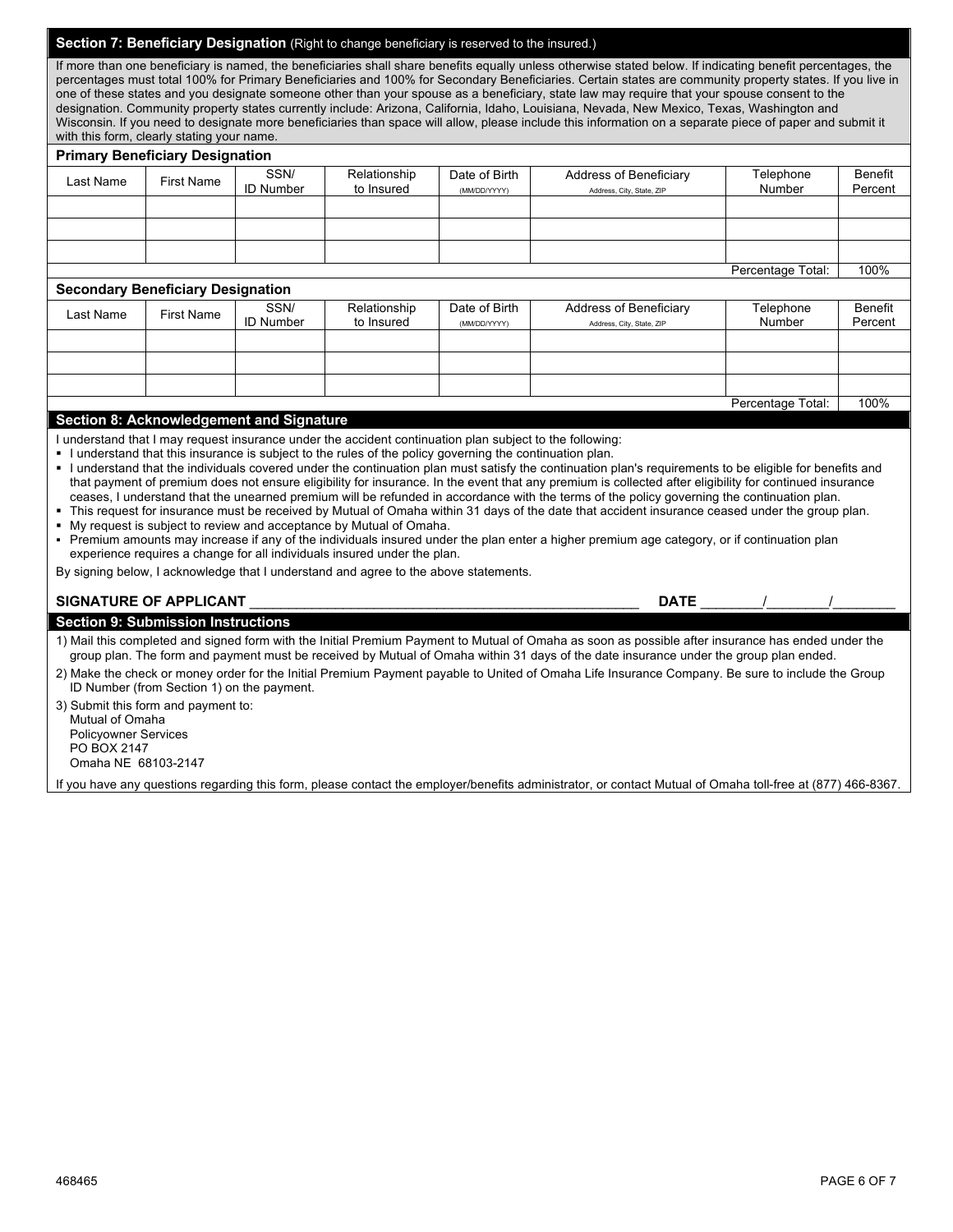## Section 7: Beneficiary Designation (Right to change beneficiary is reserved to the insured.)

If more than one beneficiary is named, the beneficiaries shall share benefits equally unless otherwise stated below. If indicating benefit percentages, the percentages must total 100% for Primary Beneficiaries and 100% for Secondary Beneficiaries. Certain states are community property states. If you live in one of these states and you designate someone other than your spouse as a beneficiary, state law may require that your spouse consent to the designation. Community property states currently include: Arizona, California, Idaho, Louisiana, Nevada, New Mexico, Texas, Washington and Wisconsin. If you need to designate more beneficiaries than space will allow, please include this information on a separate piece of paper and submit it with this form, clearly stating your name.

### Primary Beneficiary Designation

| Last Name | First Name | SSN/ ID Number | Relationship to Insured | Date of Birth (MM/DD/YYYY) | Address of Beneficiary (Address, City, State, ZIP) | Telephone Number | Benefit Percent |
|---|---|---|---|---|---|---|---|
| | | | | | | | |
| | | | | | | | |
| | | | | | | | |
| | | | | | | Percentage Total: | 100% |

### Secondary Beneficiary Designation

| Last Name | First Name | SSN/ ID Number | Relationship to Insured | Date of Birth (MM/DD/YYYY) | Address of Beneficiary (Address, City, State, ZIP) | Telephone Number | Benefit Percent |
|---|---|---|---|---|---|---|---|
| | | | | | | | |
| | | | | | | | |
| | | | | | | | |
| | | | | | | Percentage Total: | 100% |

## Section 8: Acknowledgement and Signature

I understand that I may request insurance under the accident continuation plan subject to the following:

- I understand that this insurance is subject to the rules of the policy governing the continuation plan.
- I understand that the individuals covered under the continuation plan must satisfy the continuation plan's requirements to be eligible for benefits and that payment of premium does not ensure eligibility for insurance. In the event that any premium is collected after eligibility for continued insurance ceases, I understand that the unearned premium will be refunded in accordance with the terms of the policy governing the continuation plan.
- This request for insurance must be received by Mutual of Omaha within 31 days of the date that accident insurance ceased under the group plan.
- My request is subject to review and acceptance by Mutual of Omaha.
- Premium amounts may increase if any of the individuals insured under the plan enter a higher premium age category, or if continuation plan experience requires a change for all individuals insured under the plan.

By signing below, I acknowledge that I understand and agree to the above statements.

**SIGNATURE OF APPLICANT** ________________________________________ **DATE** ______/______/______

## Section 9: Submission Instructions

1) Mail this completed and signed form with the Initial Premium Payment to Mutual of Omaha as soon as possible after insurance has ended under the group plan. The form and payment must be received by Mutual of Omaha within 31 days of the date insurance under the group plan ended.

2) Make the check or money order for the Initial Premium Payment payable to United of Omaha Life Insurance Company. Be sure to include the Group ID Number (from Section 1) on the payment.

3) Submit this form and payment to:
Mutual of Omaha
Policyowner Services
PO BOX 2147
Omaha NE 68103-2147

If you have any questions regarding this form, please contact the employer/benefits administrator, or contact Mutual of Omaha toll-free at (877) 466-8367.

468465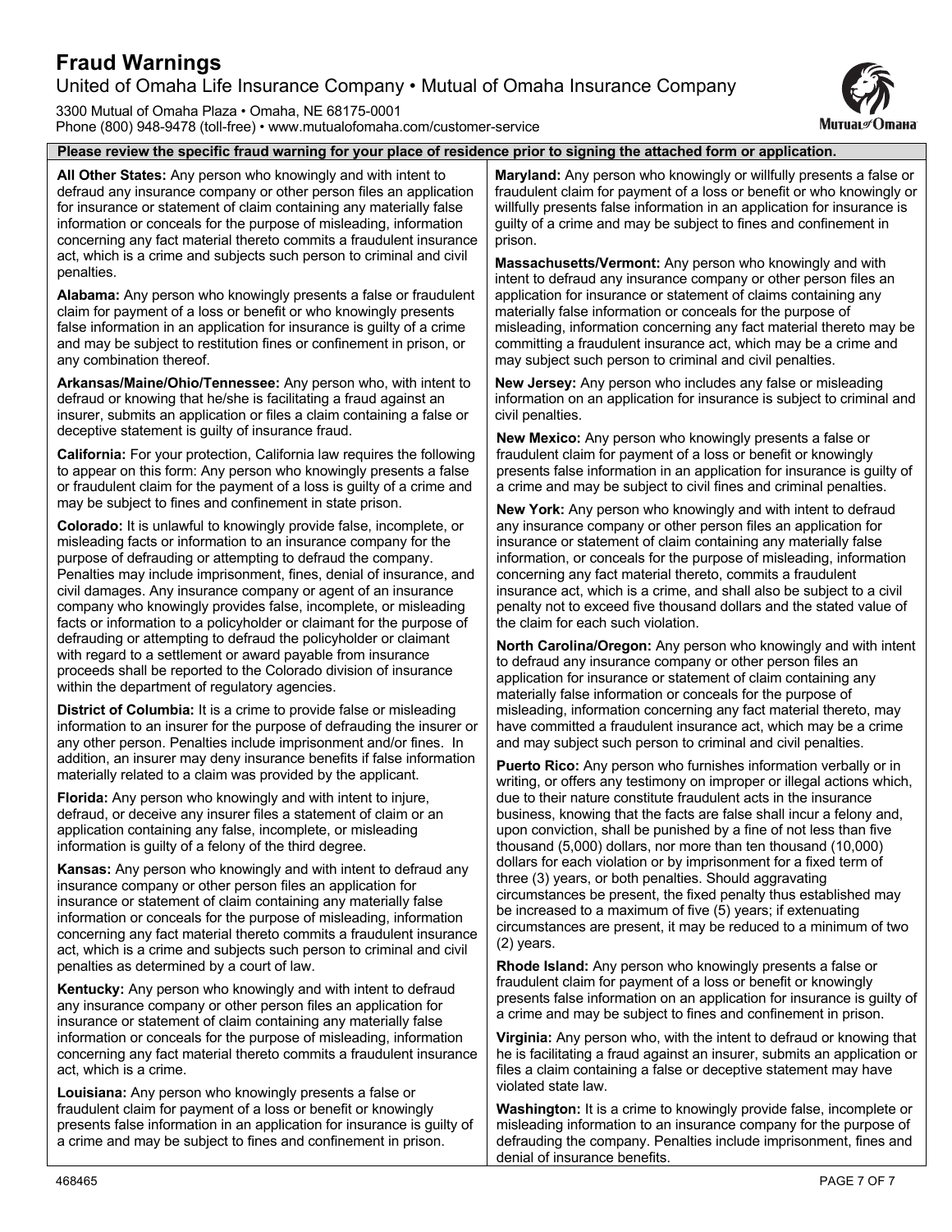# Fraud Warnings

United of Omaha Life Insurance Company • Mutual of Omaha Insurance Company

3300 Mutual of Omaha Plaza • Omaha, NE 68175-0001
Phone (800) 948-9478 (toll-free) • www.mutualofomaha.com/customer-service

**Please review the specific fraud warning for your place of residence prior to signing the attached form or application.**

**All Other States:** Any person who knowingly and with intent to defraud any insurance company or other person files an application for insurance or statement of claim containing any materially false information or conceals for the purpose of misleading, information concerning any fact material thereto commits a fraudulent insurance act, which is a crime and subjects such person to criminal and civil penalties.

**Alabama:** Any person who knowingly presents a false or fraudulent claim for payment of a loss or benefit or who knowingly presents false information in an application for insurance is guilty of a crime and may be subject to restitution fines or confinement in prison, or any combination thereof.

**Arkansas/Maine/Ohio/Tennessee:** Any person who, with intent to defraud or knowing that he/she is facilitating a fraud against an insurer, submits an application or files a claim containing a false or deceptive statement is guilty of insurance fraud.

**California:** For your protection, California law requires the following to appear on this form: Any person who knowingly presents a false or fraudulent claim for the payment of a loss is guilty of a crime and may be subject to fines and confinement in state prison.

**Colorado:** It is unlawful to knowingly provide false, incomplete, or misleading facts or information to an insurance company for the purpose of defrauding or attempting to defraud the company. Penalties may include imprisonment, fines, denial of insurance, and civil damages. Any insurance company or agent of an insurance company who knowingly provides false, incomplete, or misleading facts or information to a policyholder or claimant for the purpose of defrauding or attempting to defraud the policyholder or claimant with regard to a settlement or award payable from insurance proceeds shall be reported to the Colorado division of insurance within the department of regulatory agencies.

**District of Columbia:** It is a crime to provide false or misleading information to an insurer for the purpose of defrauding the insurer or any other person. Penalties include imprisonment and/or fines. In addition, an insurer may deny insurance benefits if false information materially related to a claim was provided by the applicant.

**Florida:** Any person who knowingly and with intent to injure, defraud, or deceive any insurer files a statement of claim or an application containing any false, incomplete, or misleading information is guilty of a felony of the third degree.

**Kansas:** Any person who knowingly and with intent to defraud any insurance company or other person files an application for insurance or statement of claim containing any materially false information or conceals for the purpose of misleading, information concerning any fact material thereto commits a fraudulent insurance act, which is a crime and subjects such person to criminal and civil penalties as determined by a court of law.

**Kentucky:** Any person who knowingly and with intent to defraud any insurance company or other person files an application for insurance or statement of claim containing any materially false information or conceals for the purpose of misleading, information concerning any fact material thereto commits a fraudulent insurance act, which is a crime.

**Louisiana:** Any person who knowingly presents a false or fraudulent claim for payment of a loss or benefit or knowingly presents false information in an application for insurance is guilty of a crime and may be subject to fines and confinement in prison.

**Maryland:** Any person who knowingly or willfully presents a false or fraudulent claim for payment of a loss or benefit or who knowingly or willfully presents false information in an application for insurance is guilty of a crime and may be subject to fines and confinement in prison.

**Massachusetts/Vermont:** Any person who knowingly and with intent to defraud any insurance company or other person files an application for insurance or statement of claims containing any materially false information or conceals for the purpose of misleading, information concerning any fact material thereto may be committing a fraudulent insurance act, which may be a crime and may subject such person to criminal and civil penalties.

**New Jersey:** Any person who includes any false or misleading information on an application for insurance is subject to criminal and civil penalties.

**New Mexico:** Any person who knowingly presents a false or fraudulent claim for payment of a loss or benefit or knowingly presents false information in an application for insurance is guilty of a crime and may be subject to civil fines and criminal penalties.

**New York:** Any person who knowingly and with intent to defraud any insurance company or other person files an application for insurance or statement of claim containing any materially false information, or conceals for the purpose of misleading, information concerning any fact material thereto, commits a fraudulent insurance act, which is a crime, and shall also be subject to a civil penalty not to exceed five thousand dollars and the stated value of the claim for each such violation.

**North Carolina/Oregon:** Any person who knowingly and with intent to defraud any insurance company or other person files an application for insurance or statement of claim containing any materially false information or conceals for the purpose of misleading, information concerning any fact material thereto, may have committed a fraudulent insurance act, which may be a crime and may subject such person to criminal and civil penalties.

**Puerto Rico:** Any person who furnishes information verbally or in writing, or offers any testimony on improper or illegal actions which, due to their nature constitute fraudulent acts in the insurance business, knowing that the facts are false shall incur a felony and, upon conviction, shall be punished by a fine of not less than five thousand (5,000) dollars, nor more than ten thousand (10,000) dollars for each violation or by imprisonment for a fixed term of three (3) years, or both penalties. Should aggravating circumstances be present, the fixed penalty thus established may be increased to a maximum of five (5) years; if extenuating circumstances are present, it may be reduced to a minimum of two (2) years.

**Rhode Island:** Any person who knowingly presents a false or fraudulent claim for payment of a loss or benefit or knowingly presents false information on an application for insurance is guilty of a crime and may be subject to fines and confinement in prison.

**Virginia:** Any person who, with the intent to defraud or knowing that he is facilitating a fraud against an insurer, submits an application or files a claim containing a false or deceptive statement may have violated state law.

**Washington:** It is a crime to knowingly provide false, incomplete or misleading information to an insurance company for the purpose of defrauding the company. Penalties include imprisonment, fines and denial of insurance benefits.

468465